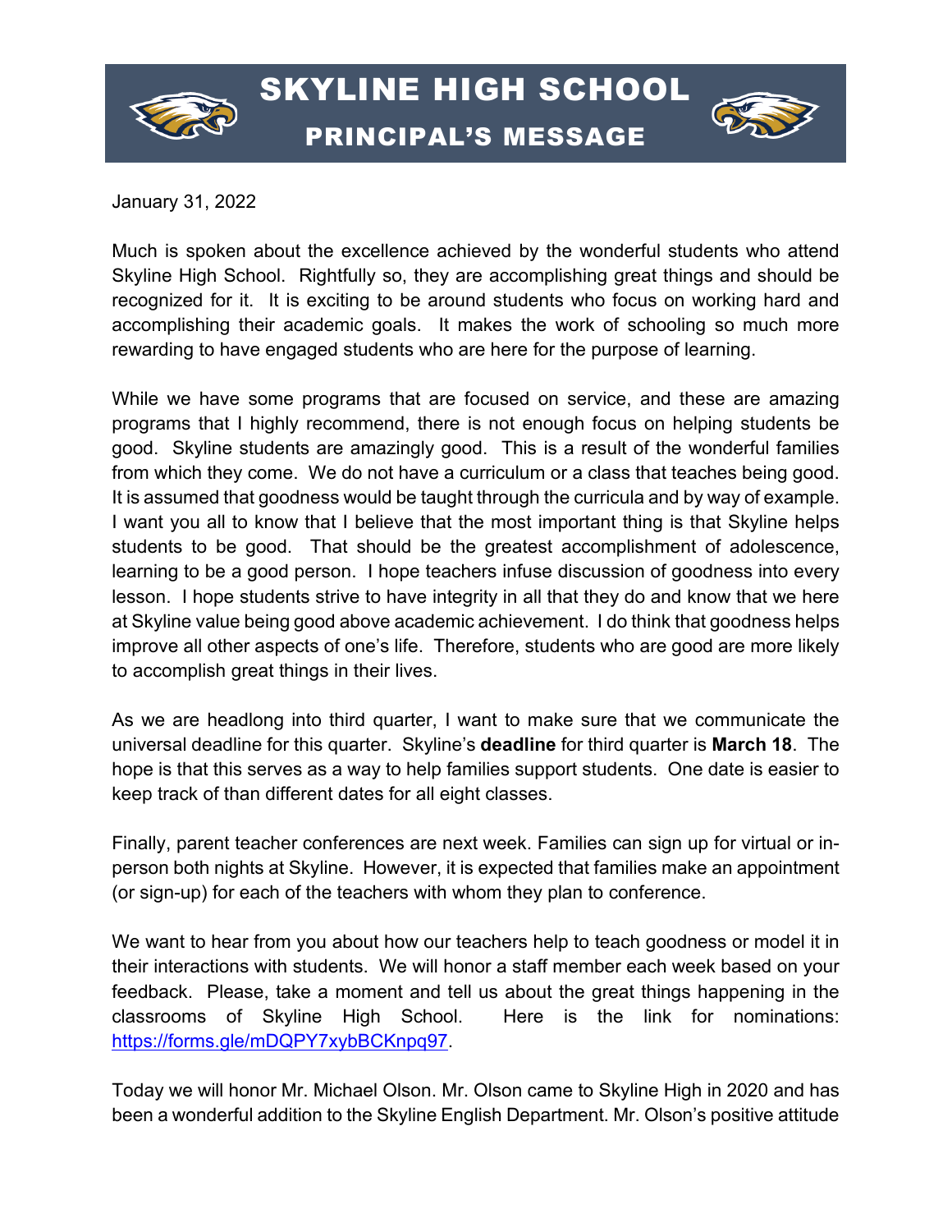# SKYLINE HIGH SCHOOL
## PRINCIPAL'S MESSAGE

January 31, 2022

Much is spoken about the excellence achieved by the wonderful students who attend Skyline High School. Rightfully so, they are accomplishing great things and should be recognized for it. It is exciting to be around students who focus on working hard and accomplishing their academic goals. It makes the work of schooling so much more rewarding to have engaged students who are here for the purpose of learning.

While we have some programs that are focused on service, and these are amazing programs that I highly recommend, there is not enough focus on helping students be good. Skyline students are amazingly good. This is a result of the wonderful families from which they come. We do not have a curriculum or a class that teaches being good. It is assumed that goodness would be taught through the curricula and by way of example. I want you all to know that I believe that the most important thing is that Skyline helps students to be good. That should be the greatest accomplishment of adolescence, learning to be a good person. I hope teachers infuse discussion of goodness into every lesson. I hope students strive to have integrity in all that they do and know that we here at Skyline value being good above academic achievement. I do think that goodness helps improve all other aspects of one's life. Therefore, students who are good are more likely to accomplish great things in their lives.

As we are headlong into third quarter, I want to make sure that we communicate the universal deadline for this quarter. Skyline's **deadline** for third quarter is **March 18**. The hope is that this serves as a way to help families support students. One date is easier to keep track of than different dates for all eight classes.

Finally, parent teacher conferences are next week. Families can sign up for virtual or in-person both nights at Skyline. However, it is expected that families make an appointment (or sign-up) for each of the teachers with whom they plan to conference.

We want to hear from you about how our teachers help to teach goodness or model it in their interactions with students. We will honor a staff member each week based on your feedback. Please, take a moment and tell us about the great things happening in the classrooms of Skyline High School. Here is the link for nominations: https://forms.gle/mDQPY7xybBCKnpq97.

Today we will honor Mr. Michael Olson. Mr. Olson came to Skyline High in 2020 and has been a wonderful addition to the Skyline English Department. Mr. Olson's positive attitude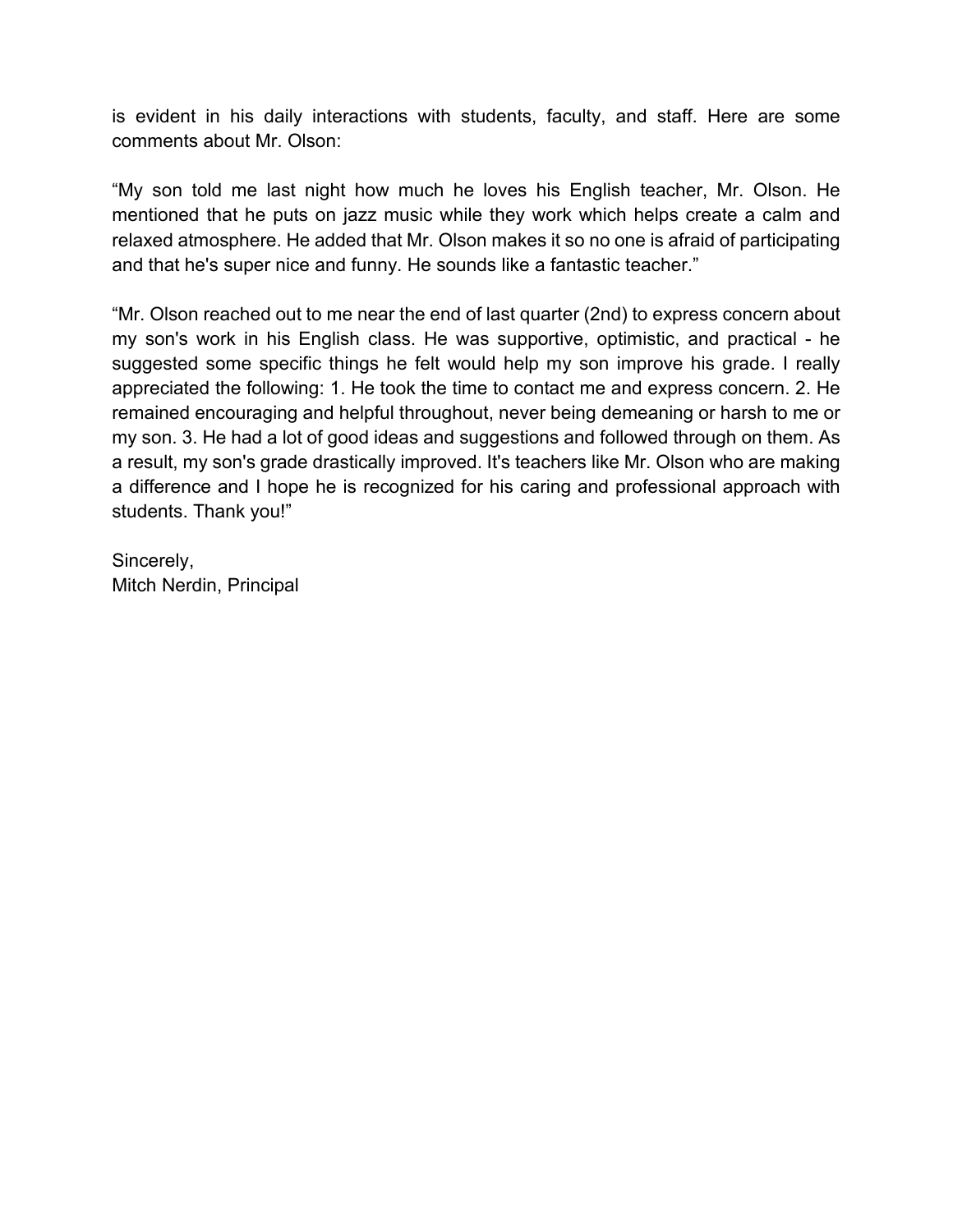is evident in his daily interactions with students, faculty, and staff. Here are some comments about Mr. Olson:

“My son told me last night how much he loves his English teacher, Mr. Olson. He mentioned that he puts on jazz music while they work which helps create a calm and relaxed atmosphere. He added that Mr. Olson makes it so no one is afraid of participating and that he's super nice and funny. He sounds like a fantastic teacher.”

“Mr. Olson reached out to me near the end of last quarter (2nd) to express concern about my son's work in his English class. He was supportive, optimistic, and practical - he suggested some specific things he felt would help my son improve his grade. I really appreciated the following: 1. He took the time to contact me and express concern. 2. He remained encouraging and helpful throughout, never being demeaning or harsh to me or my son. 3. He had a lot of good ideas and suggestions and followed through on them. As a result, my son's grade drastically improved. It's teachers like Mr. Olson who are making a difference and I hope he is recognized for his caring and professional approach with students. Thank you!”

Sincerely,
Mitch Nerdin, Principal